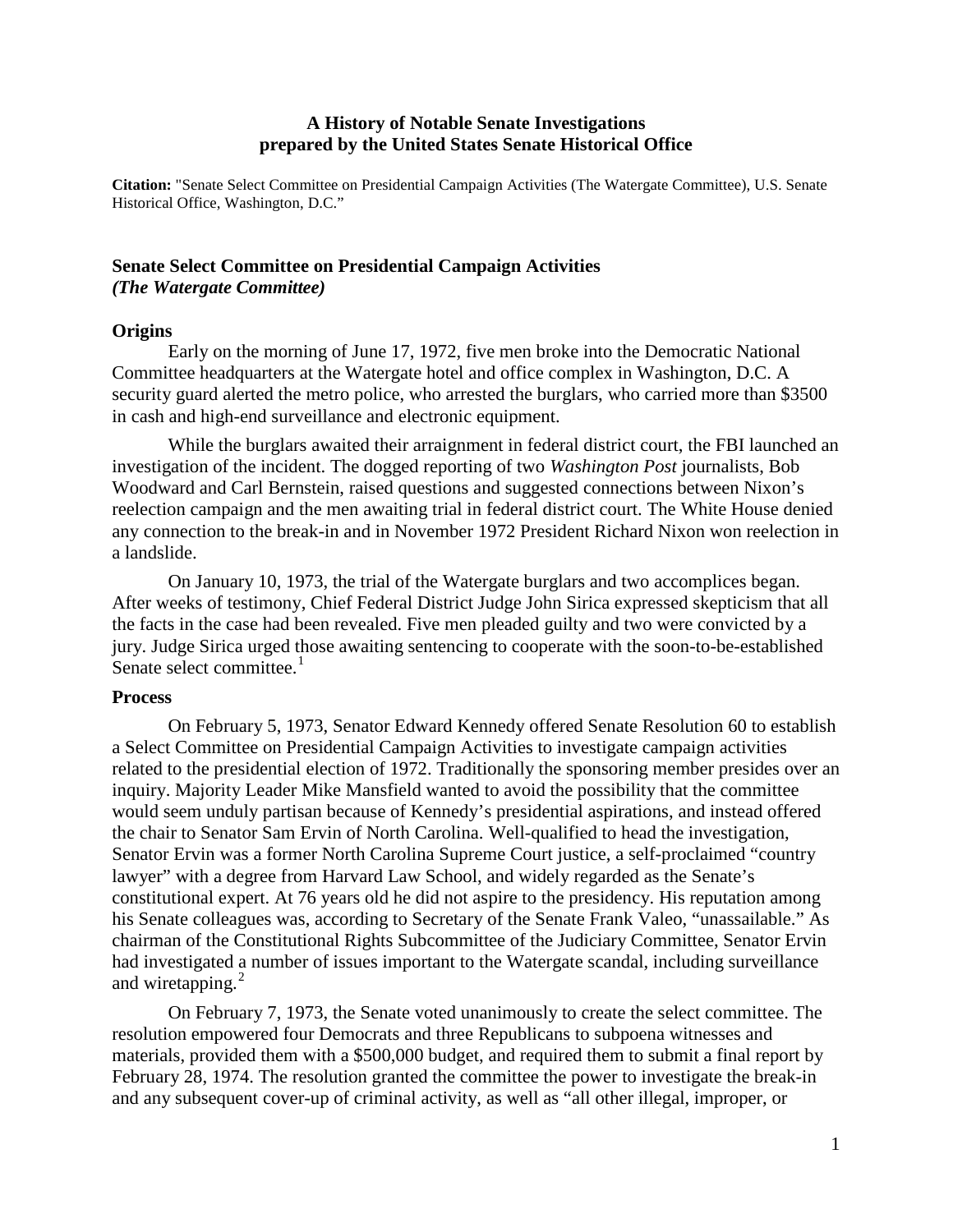**A History of Notable Senate Investigations**
**prepared by the United States Senate Historical Office**

**Citation:** "Senate Select Committee on Presidential Campaign Activities (The Watergate Committee), U.S. Senate Historical Office, Washington, D.C."

## Senate Select Committee on Presidential Campaign Activities
## *(The Watergate Committee)*

### Origins

Early on the morning of June 17, 1972, five men broke into the Democratic National Committee headquarters at the Watergate hotel and office complex in Washington, D.C. A security guard alerted the metro police, who arrested the burglars, who carried more than $3500 in cash and high-end surveillance and electronic equipment.

While the burglars awaited their arraignment in federal district court, the FBI launched an investigation of the incident. The dogged reporting of two *Washington Post* journalists, Bob Woodward and Carl Bernstein, raised questions and suggested connections between Nixon's reelection campaign and the men awaiting trial in federal district court. The White House denied any connection to the break-in and in November 1972 President Richard Nixon won reelection in a landslide.

On January 10, 1973, the trial of the Watergate burglars and two accomplices began. After weeks of testimony, Chief Federal District Judge John Sirica expressed skepticism that all the facts in the case had been revealed. Five men pleaded guilty and two were convicted by a jury. Judge Sirica urged those awaiting sentencing to cooperate with the soon-to-be-established Senate select committee.[1]

### Process

On February 5, 1973, Senator Edward Kennedy offered Senate Resolution 60 to establish a Select Committee on Presidential Campaign Activities to investigate campaign activities related to the presidential election of 1972. Traditionally the sponsoring member presides over an inquiry. Majority Leader Mike Mansfield wanted to avoid the possibility that the committee would seem unduly partisan because of Kennedy's presidential aspirations, and instead offered the chair to Senator Sam Ervin of North Carolina. Well-qualified to head the investigation, Senator Ervin was a former North Carolina Supreme Court justice, a self-proclaimed "country lawyer" with a degree from Harvard Law School, and widely regarded as the Senate's constitutional expert. At 76 years old he did not aspire to the presidency. His reputation among his Senate colleagues was, according to Secretary of the Senate Frank Valeo, "unassailable." As chairman of the Constitutional Rights Subcommittee of the Judiciary Committee, Senator Ervin had investigated a number of issues important to the Watergate scandal, including surveillance and wiretapping.[2]

On February 7, 1973, the Senate voted unanimously to create the select committee. The resolution empowered four Democrats and three Republicans to subpoena witnesses and materials, provided them with a $500,000 budget, and required them to submit a final report by February 28, 1974. The resolution granted the committee the power to investigate the break-in and any subsequent cover-up of criminal activity, as well as "all other illegal, improper, or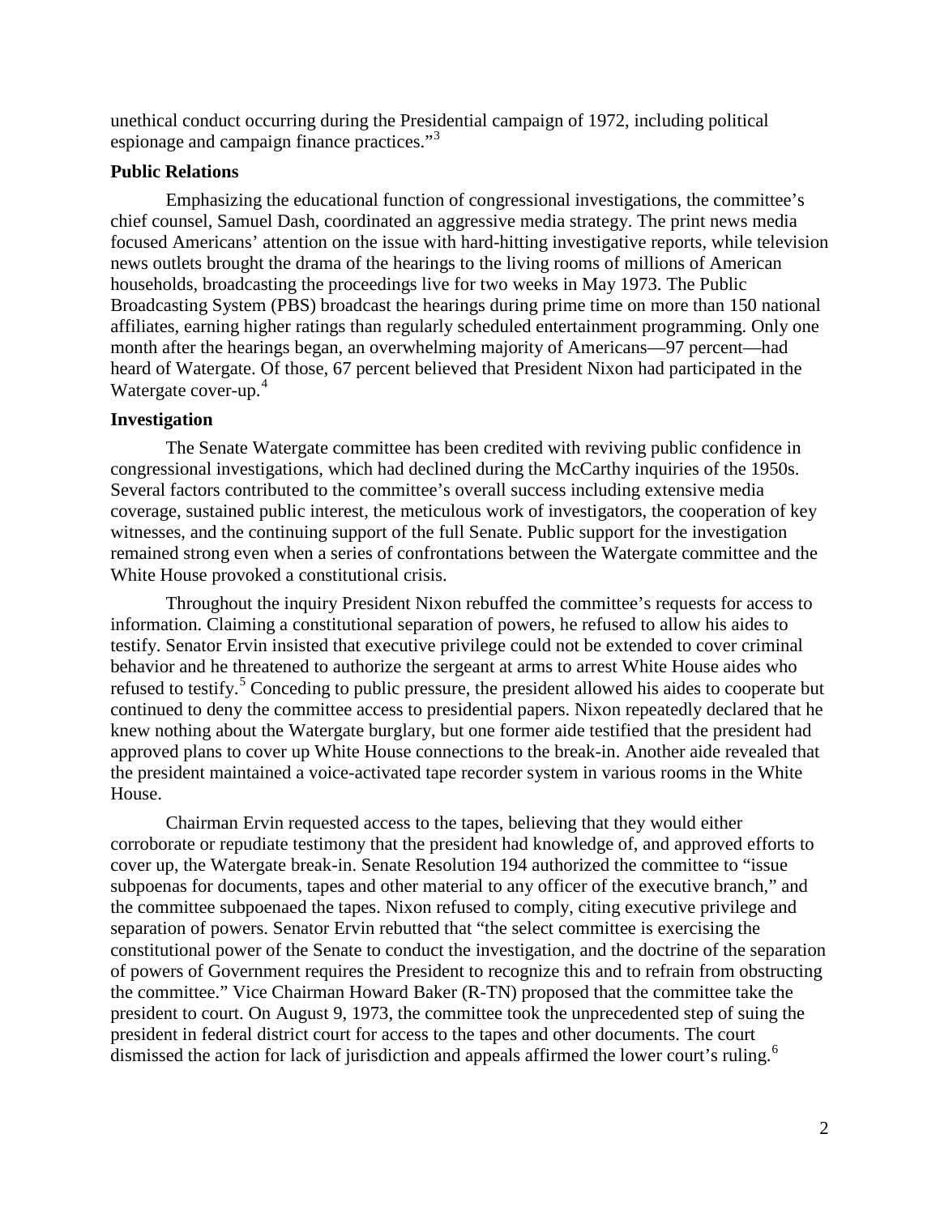unethical conduct occurring during the Presidential campaign of 1972, including political espionage and campaign finance practices."[3]

### Public Relations

Emphasizing the educational function of congressional investigations, the committee's chief counsel, Samuel Dash, coordinated an aggressive media strategy. The print news media focused Americans' attention on the issue with hard-hitting investigative reports, while television news outlets brought the drama of the hearings to the living rooms of millions of American households, broadcasting the proceedings live for two weeks in May 1973. The Public Broadcasting System (PBS) broadcast the hearings during prime time on more than 150 national affiliates, earning higher ratings than regularly scheduled entertainment programming. Only one month after the hearings began, an overwhelming majority of Americans—97 percent—had heard of Watergate. Of those, 67 percent believed that President Nixon had participated in the Watergate cover-up.[4]

### Investigation

The Senate Watergate committee has been credited with reviving public confidence in congressional investigations, which had declined during the McCarthy inquiries of the 1950s. Several factors contributed to the committee's overall success including extensive media coverage, sustained public interest, the meticulous work of investigators, the cooperation of key witnesses, and the continuing support of the full Senate. Public support for the investigation remained strong even when a series of confrontations between the Watergate committee and the White House provoked a constitutional crisis.

Throughout the inquiry President Nixon rebuffed the committee's requests for access to information. Claiming a constitutional separation of powers, he refused to allow his aides to testify. Senator Ervin insisted that executive privilege could not be extended to cover criminal behavior and he threatened to authorize the sergeant at arms to arrest White House aides who refused to testify.[5] Conceding to public pressure, the president allowed his aides to cooperate but continued to deny the committee access to presidential papers. Nixon repeatedly declared that he knew nothing about the Watergate burglary, but one former aide testified that the president had approved plans to cover up White House connections to the break-in. Another aide revealed that the president maintained a voice-activated tape recorder system in various rooms in the White House.

Chairman Ervin requested access to the tapes, believing that they would either corroborate or repudiate testimony that the president had knowledge of, and approved efforts to cover up, the Watergate break-in. Senate Resolution 194 authorized the committee to "issue subpoenas for documents, tapes and other material to any officer of the executive branch," and the committee subpoenaed the tapes. Nixon refused to comply, citing executive privilege and separation of powers. Senator Ervin rebutted that "the select committee is exercising the constitutional power of the Senate to conduct the investigation, and the doctrine of the separation of powers of Government requires the President to recognize this and to refrain from obstructing the committee." Vice Chairman Howard Baker (R-TN) proposed that the committee take the president to court. On August 9, 1973, the committee took the unprecedented step of suing the president in federal district court for access to the tapes and other documents. The court dismissed the action for lack of jurisdiction and appeals affirmed the lower court's ruling.[6]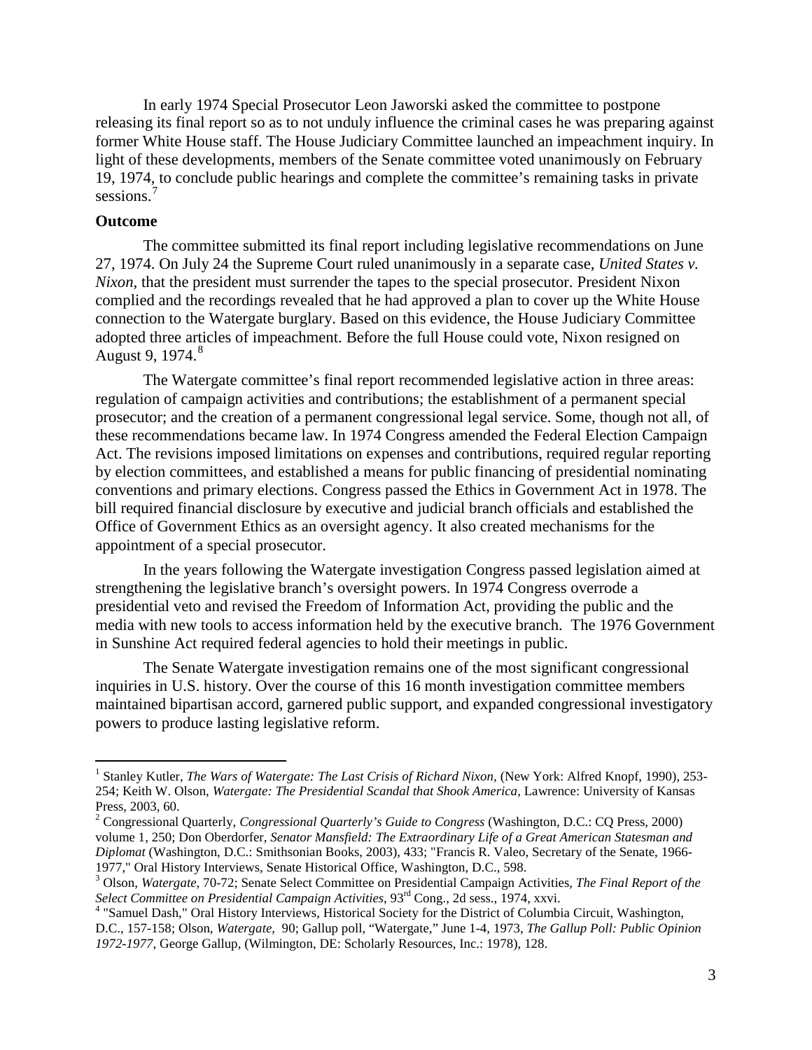In early 1974 Special Prosecutor Leon Jaworski asked the committee to postpone releasing its final report so as to not unduly influence the criminal cases he was preparing against former White House staff. The House Judiciary Committee launched an impeachment inquiry. In light of these developments, members of the Senate committee voted unanimously on February 19, 1974, to conclude public hearings and complete the committee's remaining tasks in private sessions.[7]

**Outcome**

The committee submitted its final report including legislative recommendations on June 27, 1974. On July 24 the Supreme Court ruled unanimously in a separate case, *United States v. Nixon*, that the president must surrender the tapes to the special prosecutor. President Nixon complied and the recordings revealed that he had approved a plan to cover up the White House connection to the Watergate burglary. Based on this evidence, the House Judiciary Committee adopted three articles of impeachment. Before the full House could vote, Nixon resigned on August 9, 1974.[8]

The Watergate committee's final report recommended legislative action in three areas: regulation of campaign activities and contributions; the establishment of a permanent special prosecutor; and the creation of a permanent congressional legal service. Some, though not all, of these recommendations became law. In 1974 Congress amended the Federal Election Campaign Act. The revisions imposed limitations on expenses and contributions, required regular reporting by election committees, and established a means for public financing of presidential nominating conventions and primary elections. Congress passed the Ethics in Government Act in 1978. The bill required financial disclosure by executive and judicial branch officials and established the Office of Government Ethics as an oversight agency. It also created mechanisms for the appointment of a special prosecutor.

In the years following the Watergate investigation Congress passed legislation aimed at strengthening the legislative branch's oversight powers. In 1974 Congress overrode a presidential veto and revised the Freedom of Information Act, providing the public and the media with new tools to access information held by the executive branch. The 1976 Government in Sunshine Act required federal agencies to hold their meetings in public.

The Senate Watergate investigation remains one of the most significant congressional inquiries in U.S. history. Over the course of this 16 month investigation committee members maintained bipartisan accord, garnered public support, and expanded congressional investigatory powers to produce lasting legislative reform.

---

[1] Stanley Kutler, *The Wars of Watergate: The Last Crisis of Richard Nixon,* (New York: Alfred Knopf, 1990), 253-254; Keith W. Olson, *Watergate: The Presidential Scandal that Shook America*, Lawrence: University of Kansas Press, 2003, 60.

[2] Congressional Quarterly, *Congressional Quarterly's Guide to Congress* (Washington, D.C.: CQ Press, 2000) volume 1, 250; Don Oberdorfer, *Senator Mansfield: The Extraordinary Life of a Great American Statesman and Diplomat* (Washington, D.C.: Smithsonian Books, 2003), 433; "Francis R. Valeo, Secretary of the Senate, 1966-1977," Oral History Interviews, Senate Historical Office, Washington, D.C., 598.

[3] Olson, *Watergate,* 70-72; Senate Select Committee on Presidential Campaign Activities, *The Final Report of the Select Committee on Presidential Campaign Activities*, 93rd Cong., 2d sess., 1974, xxvi.

[4] "Samuel Dash," Oral History Interviews, Historical Society for the District of Columbia Circuit, Washington, D.C., 157-158; Olson, *Watergate*, 90; Gallup poll, "Watergate," June 1-4, 1973, *The Gallup Poll: Public Opinion 1972-1977,* George Gallup, (Wilmington, DE: Scholarly Resources, Inc.: 1978), 128.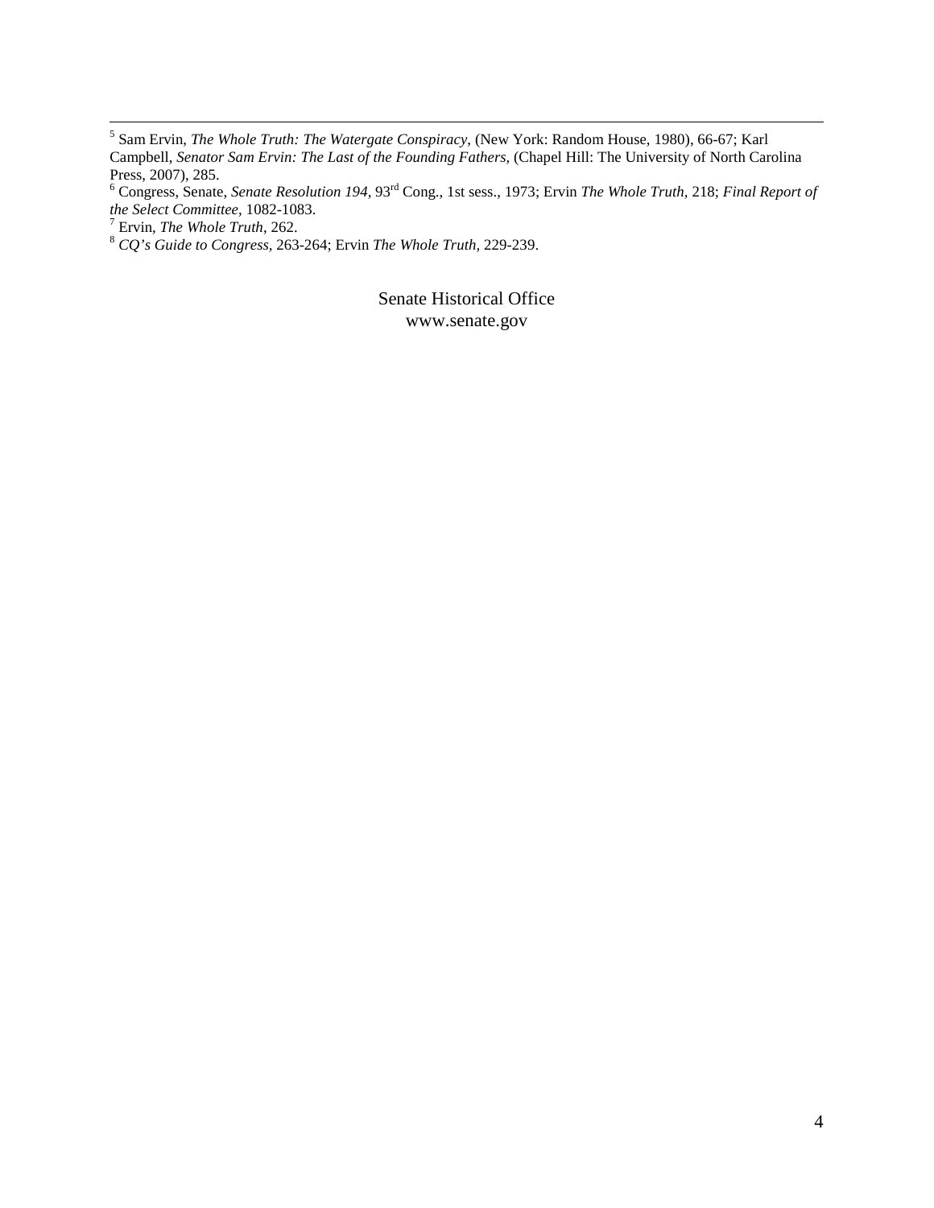[5] Sam Ervin, *The Whole Truth: The Watergate Conspiracy*, (New York: Random House, 1980), 66-67; Karl Campbell, *Senator Sam Ervin: The Last of the Founding Fathers*, (Chapel Hill: The University of North Carolina Press, 2007), 285.

[6] Congress, Senate, *Senate Resolution 194*, 93rd Cong., 1st sess., 1973; Ervin *The Whole Truth*, 218; *Final Report of the Select Committee*, 1082-1083.

[7] Ervin, *The Whole Truth*, 262.

[8] *CQ's Guide to Congress*, 263-264; Ervin *The Whole Truth*, 229-239.

Senate Historical Office
www.senate.gov